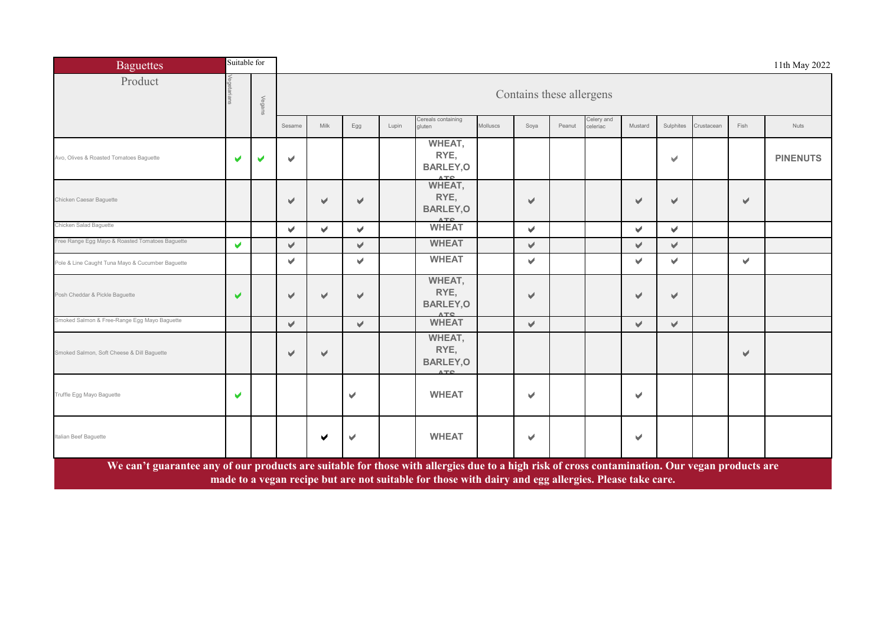| Baguettes | Suitable for | | | | | | | | | | | | | | | 11th May 2022 |
|---|---|---|---|---|---|---|---|---|---|---|---|---|---|---|---|---|
| Product | Vegetarians | Vegans | Contains these allergens | | | | | | | | | | | | | |
| | | | Sesame | Milk | Egg | Lupin | Cereals containing gluten | Molluscs | Soya | Peanut | Celery and celeriac | Mustard | Sulphites | Crustacean | Fish | Nuts |
| Avo, Olives & Roasted Tomatoes Baguette | ✔ | ✔ | ✔ | | | | WHEAT, RYE, BARLEY,OATS | | | | | | ✔ | | | PINENUTS |
| Chicken Caesar Baguette | | | ✔ | ✔ | ✔ | | WHEAT, RYE, BARLEY,OATS | | ✔ | | | ✔ | ✔ | | ✔ | |
| Chicken Salad Baguette | | | ✔ | ✔ | ✔ | | WHEAT | | ✔ | | | ✔ | ✔ | | | |
| Free Range Egg Mayo & Roasted Tomatoes Baguette | ✔ | | ✔ | | ✔ | | WHEAT | | ✔ | | | ✔ | ✔ | | | |
| Pole & Line Caught Tuna Mayo & Cucumber Baguette | | | ✔ | | ✔ | | WHEAT | | ✔ | | | ✔ | ✔ | | ✔ | |
| Posh Cheddar & Pickle Baguette | ✔ | | ✔ | ✔ | ✔ | | WHEAT, RYE, BARLEY,OATS | | ✔ | | | ✔ | ✔ | | | |
| Smoked Salmon & Free-Range Egg Mayo Baguette | | | ✔ | | ✔ | | WHEAT | | ✔ | | | ✔ | ✔ | | | |
| Smoked Salmon, Soft Cheese & Dill Baguette | | | ✔ | ✔ | | | WHEAT, RYE, BARLEY,OATS | | | | | | | | ✔ | |
| Truffle Egg Mayo Baguette | ✔ | | | | ✔ | | WHEAT | | ✔ | | | ✔ | | | | |
| Italian Beef Baguette | | | | ✔ | ✔ | | WHEAT | | ✔ | | | ✔ | | | | |

**We can't guarantee any of our products are suitable for those with allergies due to a high risk of cross contamination. Our vegan products are made to a vegan recipe but are not suitable for those with dairy and egg allergies. Please take care.**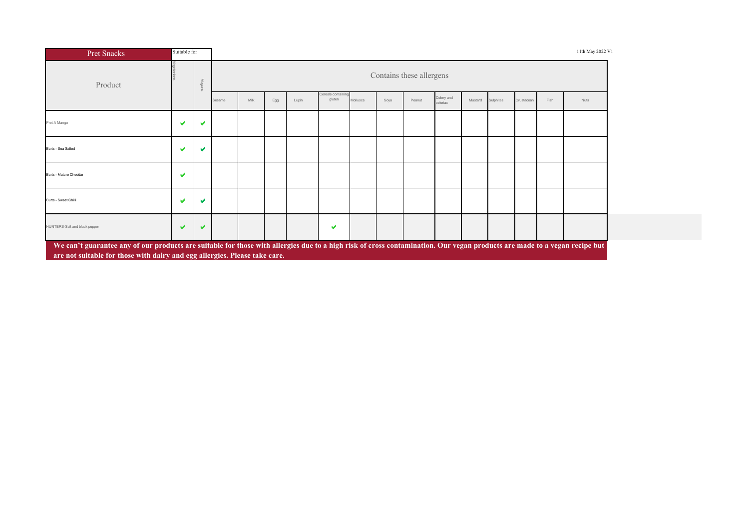| Pret Snacks | Suitable for | | | | | | | | | | | | | | | | 11th May 2022 V1 |
|---|---|---|---|---|---|---|---|---|---|---|---|---|---|---|---|---|---|
| Product | Vegetarians | Vegans | Contains these allergens | | | | | | | | | | | | | | |
| | | | Sesame | Milk | Egg | Lupin | Cereals containing gluten | Molluscs | Soya | Peanut | Celery and celeriac | Mustard | Sulphites | Crustacean | Fish | Nuts | |
| Pret A Mango | ✔ | ✔ | | | | | | | | | | | | | | | |
| Burts - Sea Salted | ✔ | ✔ | | | | | | | | | | | | | | | |
| Burts - Mature Cheddar | ✔ | | | | | | | | | | | | | | | | |
| Burts - Sweet Chilli | ✔ | ✔ | | | | | | | | | | | | | | | |
| HUNTERS-Salt and black pepper | ✔ | ✔ | | | | | ✔ | | | | | | | | | | |

**We can't guarantee any of our products are suitable for those with allergies due to a high risk of cross contamination. Our vegan products are made to a vegan recipe but are not suitable for those with dairy and egg allergies. Please take care.**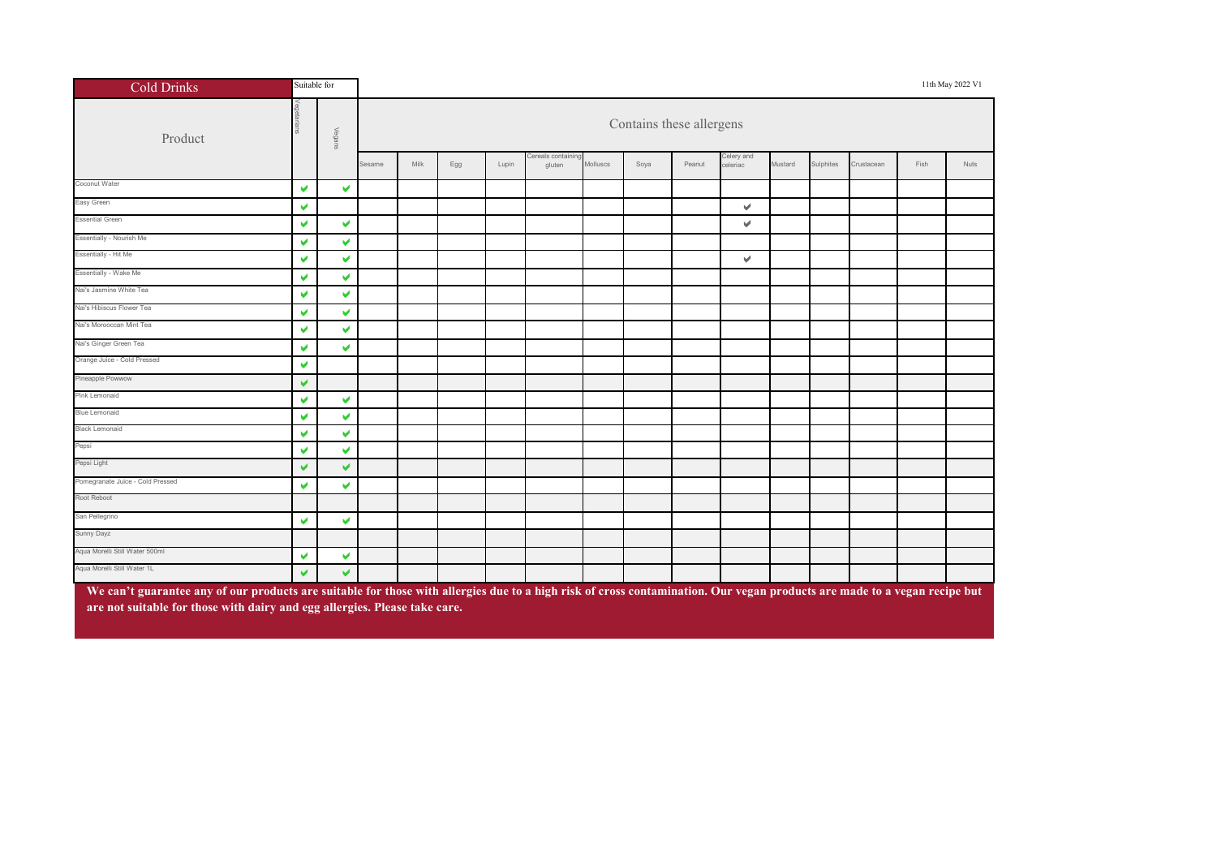Cold Drinks

11th May 2022 V1

| Product | Suitable for | | Contains these allergens | | | | | | | | | | | | | |
|---|---|---|---|---|---|---|---|---|---|---|---|---|---|---|---|---|
| | Vegetarians | Vegans | Sesame | Milk | Egg | Lupin | Cereals containing gluten | Molluscs | Soya | Peanut | Celery and celeriac | Mustard | Sulphites | Crustacean | Fish | Nuts |
| Coconut Water | ✔ | ✔ | | | | | | | | | | | | | | |
| Easy Green | ✔ | | | | | | | | | | ✔ | | | | | |
| Essential Green | ✔ | ✔ | | | | | | | | | ✔ | | | | | |
| Essentially - Nourish Me | ✔ | ✔ | | | | | | | | | | | | | | |
| Essentially - Hit Me | ✔ | ✔ | | | | | | | | | ✔ | | | | | |
| Essentially - Wake Me | ✔ | ✔ | | | | | | | | | | | | | | |
| Nai's Jasmine White Tea | ✔ | ✔ | | | | | | | | | | | | | | |
| Nai's Hibiscus Flower Tea | ✔ | ✔ | | | | | | | | | | | | | | |
| Nai's Morooccan Mint Tea | ✔ | ✔ | | | | | | | | | | | | | | |
| Nai's Ginger Green Tea | ✔ | ✔ | | | | | | | | | | | | | | |
| Orange Juice - Cold Pressed | ✔ | | | | | | | | | | | | | | | |
| Pineapple Powwow | ✔ | | | | | | | | | | | | | | | |
| Pink Lemonaid | ✔ | ✔ | | | | | | | | | | | | | | |
| Blue Lemonaid | ✔ | ✔ | | | | | | | | | | | | | | |
| Black Lemonaid | ✔ | ✔ | | | | | | | | | | | | | | |
| Pepsi | ✔ | ✔ | | | | | | | | | | | | | | |
| Pepsi Light | ✔ | ✔ | | | | | | | | | | | | | | |
| Pomegranate Juice - Cold Pressed | ✔ | ✔ | | | | | | | | | | | | | | |
| Root Reboot | | | | | | | | | | | | | | | | |
| San Pellegrino | ✔ | ✔ | | | | | | | | | | | | | | |
| Sunny Dayz | | | | | | | | | | | | | | | | |
| Aqua Morelli Still Water 500ml | ✔ | ✔ | | | | | | | | | | | | | | |
| Aqua Morelli Still Water 1L | ✔ | ✔ | | | | | | | | | | | | | | |

**We can't guarantee any of our products are suitable for those with allergies due to a high risk of cross contamination. Our vegan products are made to a vegan recipe but are not suitable for those with dairy and egg allergies. Please take care.**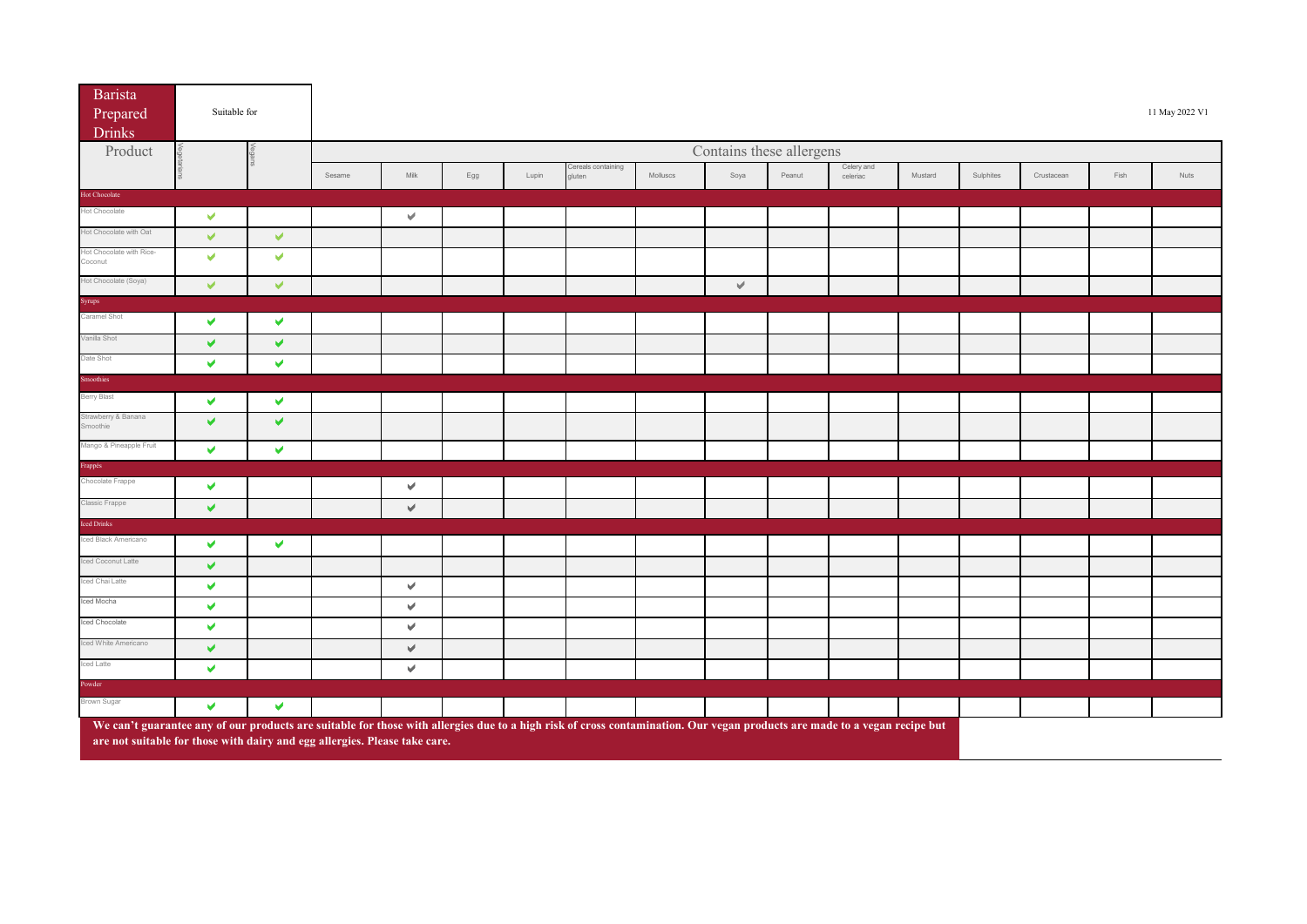# Barista Prepared Drinks

11 May 2022 V1

| Product | Suitable for: Vegetarians | Suitable for: Vegans | Contains these allergens: Sesame | Milk | Egg | Lupin | Cereals containing gluten | Molluscs | Soya | Peanut | Celery and celeriac | Mustard | Sulphites | Crustacean | Fish | Nuts |
|---|---|---|---|---|---|---|---|---|---|---|---|---|---|---|---|---|
| **Hot Chocolate** | | | | | | | | | | | | | | | | |
| Hot Chocolate | ✔ | | | ✔ | | | | | | | | | | | | |
| Hot Chocolate with Oat | ✔ | ✔ | | | | | | | | | | | | | | |
| Hot Chocolate with Rice-Coconut | ✔ | ✔ | | | | | | | | | | | | | | |
| Hot Chocolate (Soya) | ✔ | ✔ | | | | | | | ✔ | | | | | | | |
| **Syrups** | | | | | | | | | | | | | | | | |
| Caramel Shot | ✔ | ✔ | | | | | | | | | | | | | | |
| Vanilla Shot | ✔ | ✔ | | | | | | | | | | | | | | |
| Date Shot | ✔ | ✔ | | | | | | | | | | | | | | |
| **Smoothies** | | | | | | | | | | | | | | | | |
| Berry Blast | ✔ | ✔ | | | | | | | | | | | | | | |
| Strawberry & Banana Smoothie | ✔ | ✔ | | | | | | | | | | | | | | |
| Mango & Pineapple Fruit | ✔ | ✔ | | | | | | | | | | | | | | |
| **Frappés** | | | | | | | | | | | | | | | | |
| Chocolate Frappe | ✔ | | | ✔ | | | | | | | | | | | | |
| Classic Frappe | ✔ | | | ✔ | | | | | | | | | | | | |
| **Iced Drinks** | | | | | | | | | | | | | | | | |
| Iced Black Americano | ✔ | ✔ | | | | | | | | | | | | | | |
| Iced Coconut Latte | ✔ | | | | | | | | | | | | | | | |
| Iced Chai Latte | ✔ | | | ✔ | | | | | | | | | | | | |
| Iced Mocha | ✔ | | | ✔ | | | | | | | | | | | | |
| Iced Chocolate | ✔ | | | ✔ | | | | | | | | | | | | |
| Iced White Americano | ✔ | | | ✔ | | | | | | | | | | | | |
| Iced Latte | ✔ | | | ✔ | | | | | | | | | | | | |
| **Powder** | | | | | | | | | | | | | | | | |
| Brown Sugar | ✔ | ✔ | | | | | | | | | | | | | | |

**We can't guarantee any of our products are suitable for those with allergies due to a high risk of cross contamination. Our vegan products are made to a vegan recipe but are not suitable for those with dairy and egg allergies. Please take care.**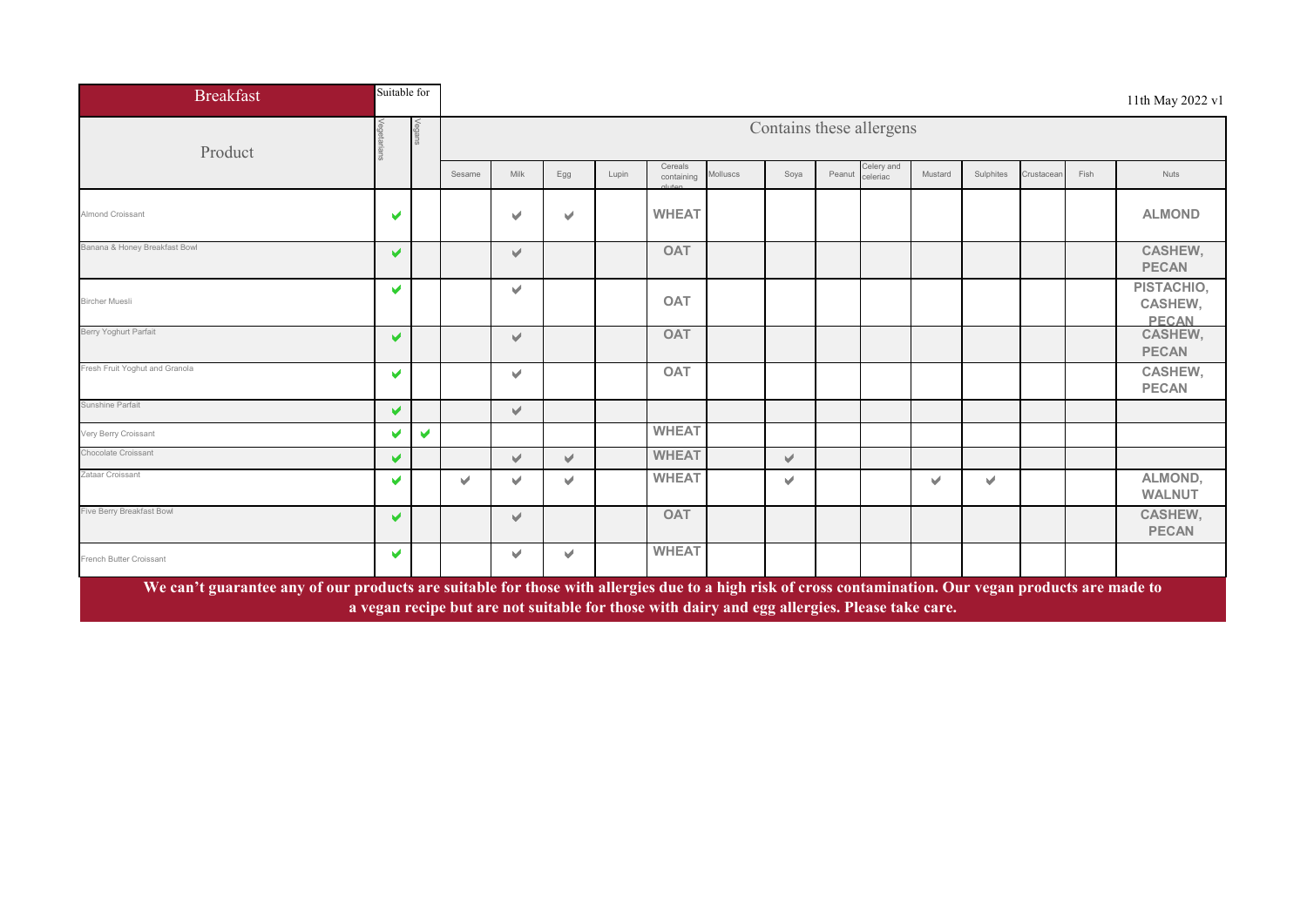| Breakfast | Suitable for | | | | | | | | | | | | | | | | 11th May 2022 v1 |
|---|---|---|---|---|---|---|---|---|---|---|---|---|---|---|---|---|---|
| Product | Vegetarians | Vegans | Contains these allergens | | | | | | | | | | | | | | |
| | | | Sesame | Milk | Egg | Lupin | Cereals containing gluten | Molluscs | Soya | Peanut | Celery and celeriac | Mustard | Sulphites | Crustacean | Fish | Nuts |
| Almond Croissant | ✔ | | | ✔ | ✔ | | WHEAT | | | | | | | | | ALMOND |
| Banana & Honey Breakfast Bowl | ✔ | | | ✔ | | | OAT | | | | | | | | | CASHEW, PECAN |
| Bircher Muesli | ✔ | | | ✔ | | | OAT | | | | | | | | | PISTACHIO, CASHEW, PECAN |
| Berry Yoghurt Parfait | ✔ | | | ✔ | | | OAT | | | | | | | | | CASHEW, PECAN |
| Fresh Fruit Yoghut and Granola | ✔ | | | ✔ | | | OAT | | | | | | | | | CASHEW, PECAN |
| Sunshine Parfait | ✔ | | | ✔ | | | | | | | | | | | | |
| Very Berry Croissant | ✔ | ✔ | | | | | WHEAT | | | | | | | | | |
| Chocolate Croissant | ✔ | | | ✔ | ✔ | | WHEAT | | ✔ | | | | | | | |
| Zataar Croissant | ✔ | | ✔ | ✔ | ✔ | | WHEAT | | ✔ | | | ✔ | ✔ | | | ALMOND, WALNUT |
| Five Berry Breakfast Bowl | ✔ | | | ✔ | | | OAT | | | | | | | | | CASHEW, PECAN |
| French Butter Croissant | ✔ | | | ✔ | ✔ | | WHEAT | | | | | | | | | |

**We can't guarantee any of our products are suitable for those with allergies due to a high risk of cross contamination. Our vegan products are made to a vegan recipe but are not suitable for those with dairy and egg allergies. Please take care.**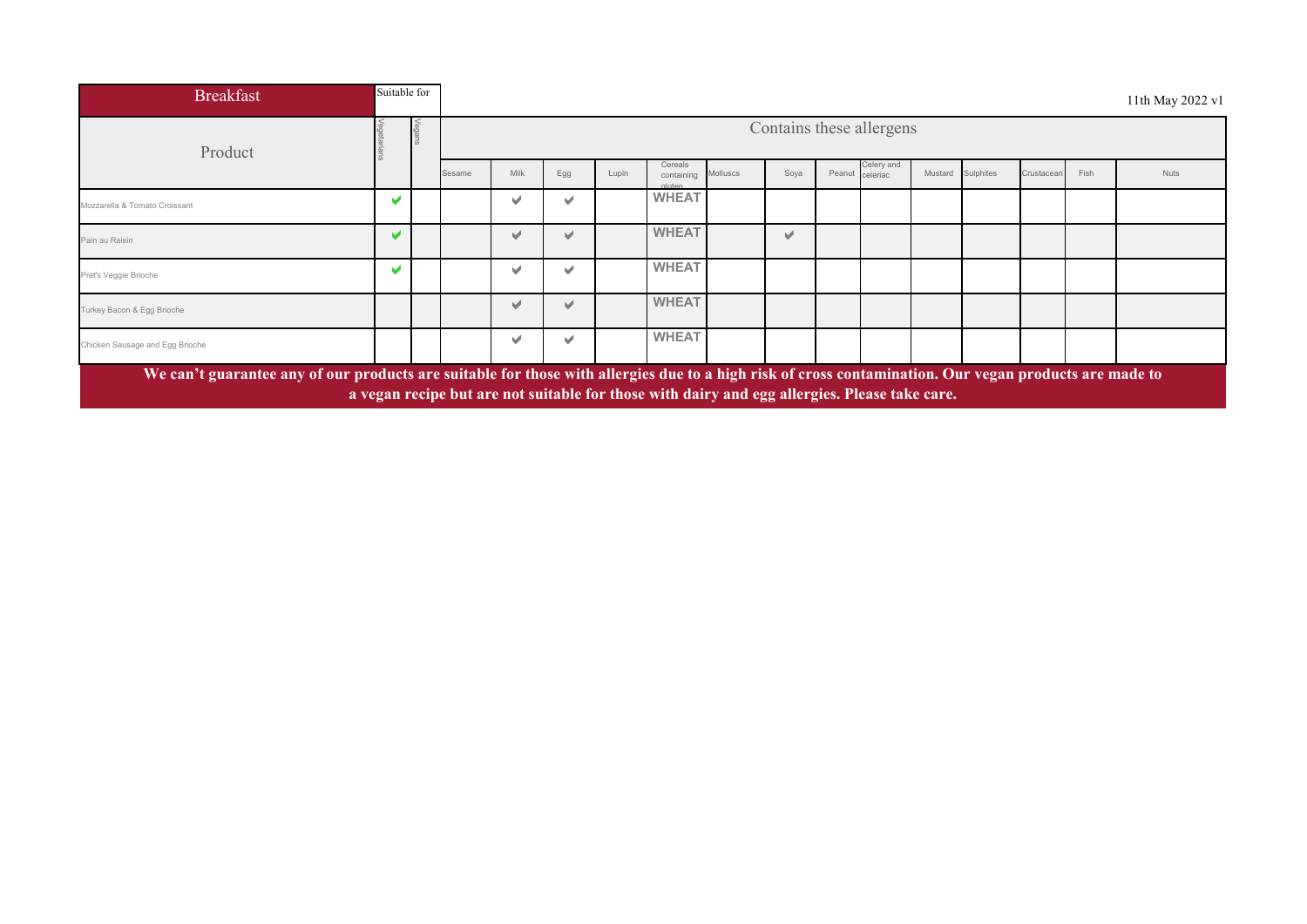| Breakfast | Suitable for | | | | | | | | | | | | | | | | 11th May 2022 v1 |
|---|---|---|---|---|---|---|---|---|---|---|---|---|---|---|---|---|---|
| Product | Vegetarians | Vegans | Contains these allergens | | | | | | | | | | | | | | |
| | | | Sesame | Milk | Egg | Lupin | Cereals containing gluten | Molluscs | Soya | Peanut | Celery and celeriac | Mustard | Sulphites | Crustacean | Fish | Nuts | |
| Mozzarella & Tomato Croissant | ✔ | | | ✔ | ✔ | | WHEAT | | | | | | | | | | |
| Pain au Raisin | ✔ | | | ✔ | ✔ | | WHEAT | | ✔ | | | | | | | | |
| Pret's Veggie Brioche | ✔ | | | ✔ | ✔ | | WHEAT | | | | | | | | | | |
| Turkey Bacon & Egg Brioche | | | | ✔ | ✔ | | WHEAT | | | | | | | | | | |
| Chicken Sausage and Egg Brioche | | | | ✔ | ✔ | | WHEAT | | | | | | | | | | |

**We can't guarantee any of our products are suitable for those with allergies due to a high risk of cross contamination. Our vegan products are made to a vegan recipe but are not suitable for those with dairy and egg allergies. Please take care.**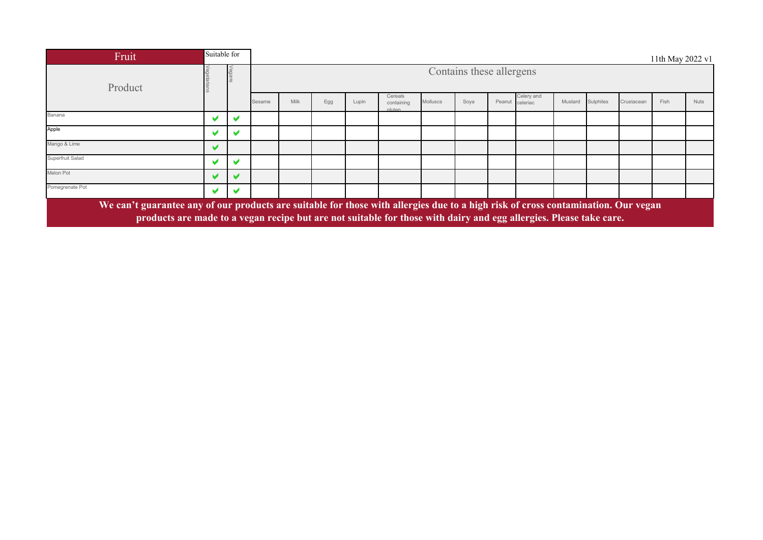| Fruit | Suitable for | | | | | | | | | | | | | | | | 11th May 2022 v1 |
|---|---|---|---|---|---|---|---|---|---|---|---|---|---|---|---|---|---|
| Product | Vegetarians | Vegans | Contains these allergens | | | | | | | | | | | | | | |
| | | | Sesame | Milk | Egg | Lupin | Cereals containing gluten | Molluscs | Soya | Peanut | Celery and celeriac | Mustard | Sulphites | Crustacean | Fish | Nuts | |
| Banana | ✔ | ✔ | | | | | | | | | | | | | | | |
| Apple | ✔ | ✔ | | | | | | | | | | | | | | | |
| Mango & Lime | ✔ | | | | | | | | | | | | | | | | |
| Superfruit Salad | ✔ | ✔ | | | | | | | | | | | | | | | |
| Melon Pot | ✔ | ✔ | | | | | | | | | | | | | | | |
| Pomegranate Pot | ✔ | ✔ | | | | | | | | | | | | | | | |

**We can't guarantee any of our products are suitable for those with allergies due to a high risk of cross contamination. Our vegan products are made to a vegan recipe but are not suitable for those with dairy and egg allergies. Please take care.**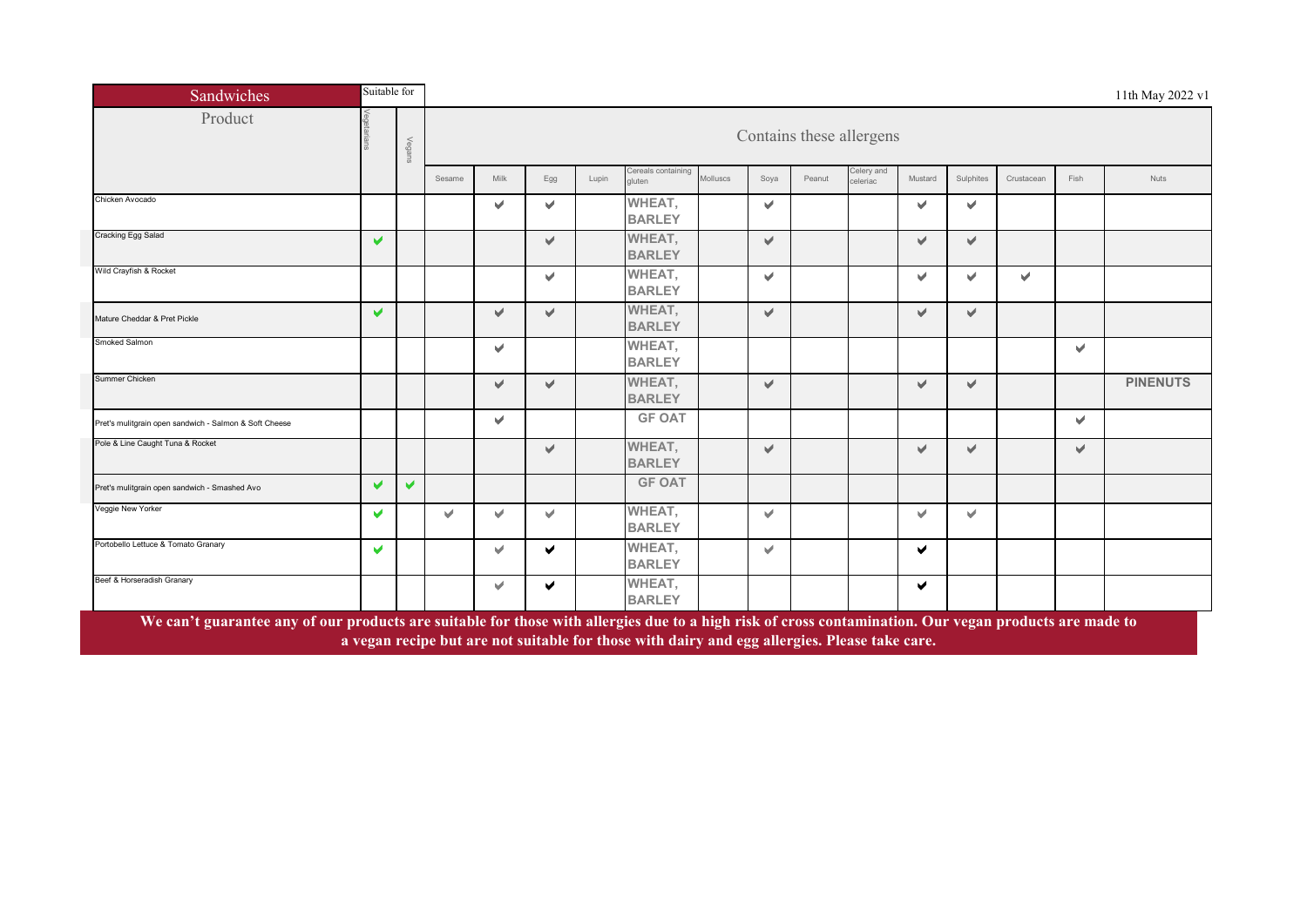# Sandwiches

11th May 2022 v1

| Product | Suitable for: Vegetarians | Vegans | Contains these allergens: Sesame | Milk | Egg | Lupin | Cereals containing gluten | Molluscs | Soya | Peanut | Celery and celeriac | Mustard | Sulphites | Crustacean | Fish | Nuts |
|---|---|---|---|---|---|---|---|---|---|---|---|---|---|---|---|---|
| Chicken Avocado | | | | ✔ | ✔ | | WHEAT, BARLEY | | ✔ | | | ✔ | ✔ | | | |
| Cracking Egg Salad | ✔ | | | | ✔ | | WHEAT, BARLEY | | ✔ | | | ✔ | ✔ | | | |
| Wild Crayfish & Rocket | | | | | ✔ | | WHEAT, BARLEY | | ✔ | | | ✔ | ✔ | ✔ | | |
| Mature Cheddar & Pret Pickle | ✔ | | | ✔ | ✔ | | WHEAT, BARLEY | | ✔ | | | ✔ | ✔ | | | |
| Smoked Salmon | | | | ✔ | | | WHEAT, BARLEY | | | | | | | | ✔ | |
| Summer Chicken | | | | ✔ | ✔ | | WHEAT, BARLEY | | ✔ | | | ✔ | ✔ | | | PINENUTS |
| Pret's mulitgrain open sandwich - Salmon & Soft Cheese | | | | ✔ | | | GF OAT | | | | | | | | ✔ | |
| Pole & Line Caught Tuna & Rocket | | | | | ✔ | | WHEAT, BARLEY | | ✔ | | | ✔ | ✔ | | ✔ | |
| Pret's mulitgrain open sandwich - Smashed Avo | ✔ | ✔ | | | | | GF OAT | | | | | | | | | |
| Veggie New Yorker | ✔ | | ✔ | ✔ | ✔ | | WHEAT, BARLEY | | ✔ | | | ✔ | ✔ | | | |
| Portobello Lettuce & Tomato Granary | ✔ | | | ✔ | ✔ | | WHEAT, BARLEY | | ✔ | | | ✔ | | | | |
| Beef & Horseradish Granary | | | | ✔ | ✔ | | WHEAT, BARLEY | | | | | ✔ | | | | |

**We can't guarantee any of our products are suitable for those with allergies due to a high risk of cross contamination. Our vegan products are made to a vegan recipe but are not suitable for those with dairy and egg allergies. Please take care.**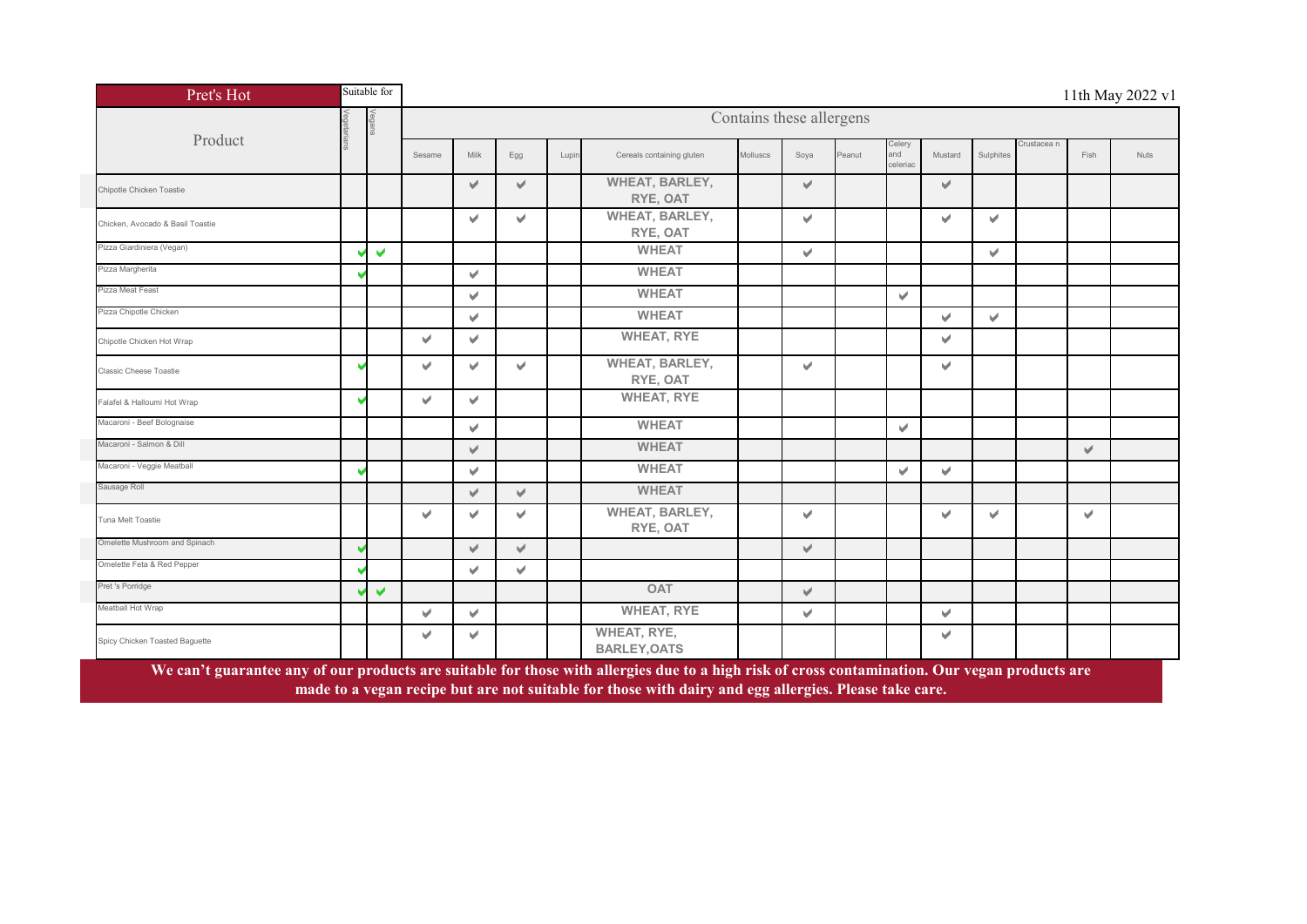Pret's Hot

11th May 2022 v1

| Product | Suitable for: Vegetarians | Suitable for: Vegans | Contains these allergens: Sesame | Milk | Egg | Lupin | Cereals containing gluten | Molluscs | Soya | Peanut | Celery and celeriac | Mustard | Sulphites | Crustacea n | Fish | Nuts |
|---|---|---|---|---|---|---|---|---|---|---|---|---|---|---|---|---|
| Chipotle Chicken Toastie | | | | ✔ | ✔ | | WHEAT, BARLEY, RYE, OAT | | ✔ | | | ✔ | | | | |
| Chicken, Avocado & Basil Toastie | | | | ✔ | ✔ | | WHEAT, BARLEY, RYE, OAT | | ✔ | | | ✔ | ✔ | | | |
| Pizza Giardiniera (Vegan) | ✔ | ✔ | | | | | WHEAT | | ✔ | | | | ✔ | | | |
| Pizza Margherita | ✔ | | | ✔ | | | WHEAT | | | | | | | | | |
| Pizza Meat Feast | | | | ✔ | | | WHEAT | | | | ✔ | | | | | |
| Pizza Chipotle Chicken | | | | ✔ | | | WHEAT | | | | | ✔ | ✔ | | | |
| Chipotle Chicken Hot Wrap | | | ✔ | ✔ | | | WHEAT, RYE | | | | | ✔ | | | | |
| Classic Cheese Toastie | ✔ | | ✔ | ✔ | ✔ | | WHEAT, BARLEY, RYE, OAT | | ✔ | | | ✔ | | | | |
| Falafel & Halloumi Hot Wrap | ✔ | | ✔ | ✔ | | | WHEAT, RYE | | | | | | | | | |
| Macaroni - Beef Bolognaise | | | | ✔ | | | WHEAT | | | | ✔ | | | | | |
| Macaroni - Salmon & Dill | | | | ✔ | | | WHEAT | | | | | | | | ✔ | |
| Macaroni - Veggie Meatball | ✔ | | | ✔ | | | WHEAT | | | | ✔ | ✔ | | | | |
| Sausage Roll | | | | ✔ | ✔ | | WHEAT | | | | | | | | | |
| Tuna Melt Toastie | | | ✔ | ✔ | ✔ | | WHEAT, BARLEY, RYE, OAT | | ✔ | | | ✔ | ✔ | | ✔ | |
| Omelette Mushroom and Spinach | ✔ | | | ✔ | ✔ | | | | ✔ | | | | | | | |
| Omelette Feta & Red Pepper | ✔ | | | ✔ | ✔ | | | | | | | | | | | |
| Pret 's Porridge | ✔ | ✔ | | | | | OAT | | ✔ | | | | | | | |
| Meatball Hot Wrap | | | ✔ | ✔ | | | WHEAT, RYE | | ✔ | | | ✔ | | | | |
| Spicy Chicken Toasted Baguette | | | ✔ | ✔ | | | WHEAT, RYE, BARLEY,OATS | | | | | ✔ | | | | |

**We can't guarantee any of our products are suitable for those with allergies due to a high risk of cross contamination. Our vegan products are made to a vegan recipe but are not suitable for those with dairy and egg allergies. Please take care.**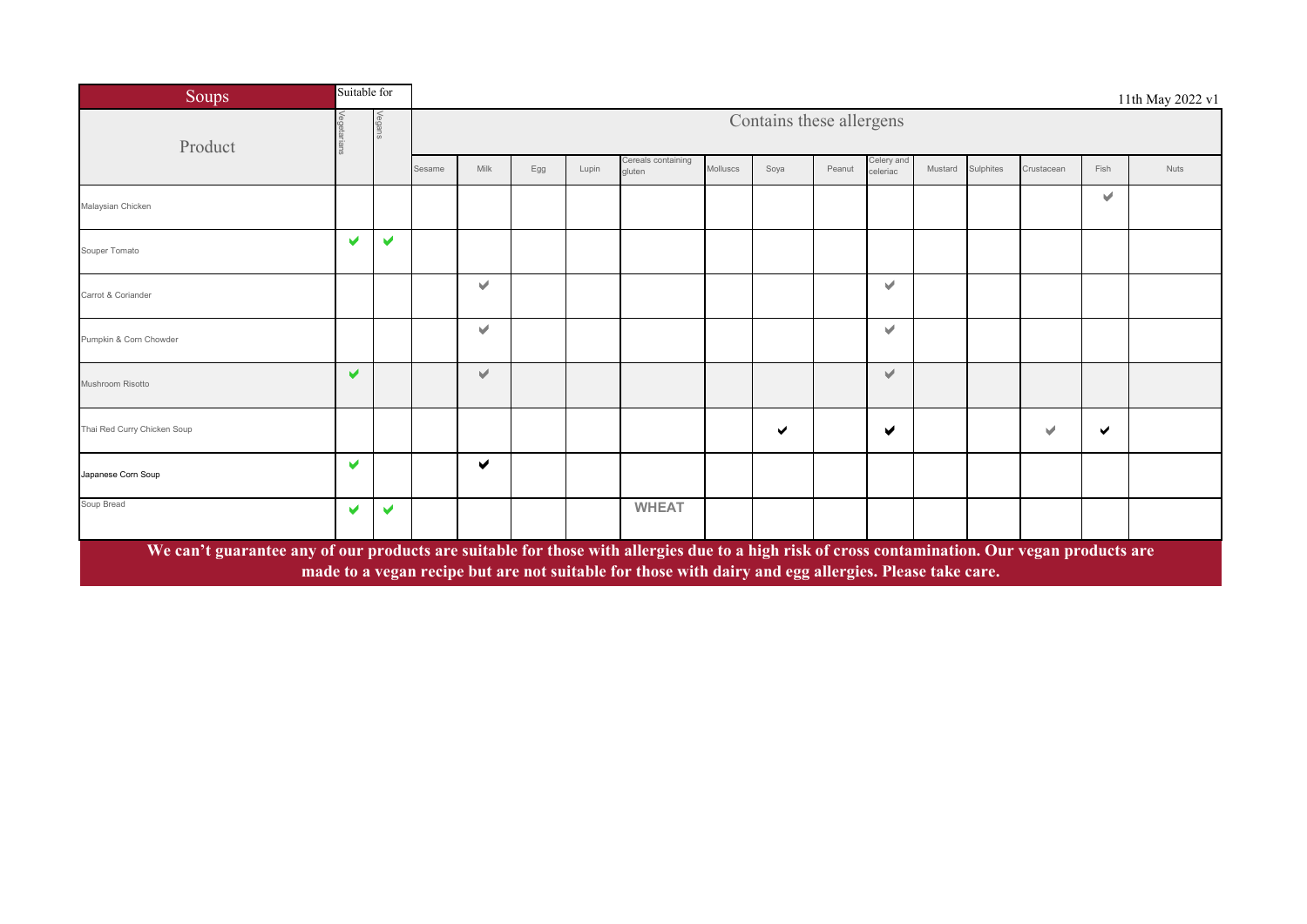11th May 2022 v1

| Soups | Suitable for | | Contains these allergens | | | | | | | | | | | | | |
|---|---|---|---|---|---|---|---|---|---|---|---|---|---|---|---|---|
| Product | Vegetarians | Vegans | Sesame | Milk | Egg | Lupin | Cereals containing gluten | Molluscs | Soya | Peanut | Celery and celeriac | Mustard | Sulphites | Crustacean | Fish | Nuts |
| Malaysian Chicken | | | | | | | | | | | | | | | ✔ | |
| Souper Tomato | ✔ | ✔ | | | | | | | | | | | | | | |
| Carrot & Coriander | | | | ✔ | | | | | | | ✔ | | | | | |
| Pumpkin & Corn Chowder | | | | ✔ | | | | | | | ✔ | | | | | |
| Mushroom Risotto | ✔ | | | ✔ | | | | | | | ✔ | | | | | |
| Thai Red Curry Chicken Soup | | | | | | | | | ✔ | | ✔ | | | ✔ | ✔ | |
| Japanese Corn Soup | ✔ | | | ✔ | | | | | | | | | | | | |
| Soup Bread | ✔ | ✔ | | | | | WHEAT | | | | | | | | | |

**We can't guarantee any of our products are suitable for those with allergies due to a high risk of cross contamination. Our vegan products are made to a vegan recipe but are not suitable for those with dairy and egg allergies. Please take care.**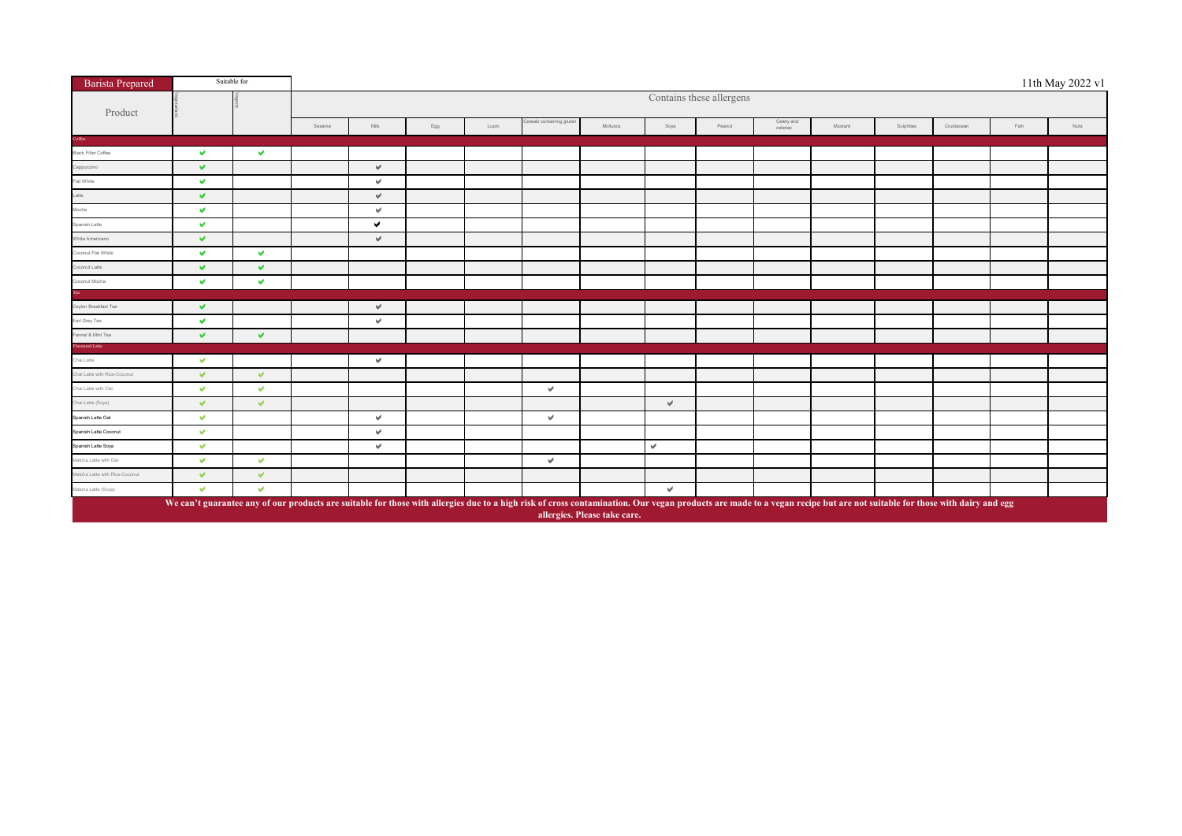| Barista Prepared | Suitable for | | | | | | | | | | | | | | | | 11th May 2022 v1 |
|---|---|---|---|---|---|---|---|---|---|---|---|---|---|---|---|---|---|
| Product | Vegetarians | Vegans | Contains these allergens | | | | | | | | | | | | | | |
| | | | Sesame | Milk | Egg | Lupin | Cereals containing gluten | Molluscs | Soya | Peanut | Celery and celeriac | Mustard | Sulphites | Crustacean | Fish | Nuts | |
| **Coffee** | | | | | | | | | | | | | | | | | |
| Black Filter Coffee | ✔ | ✔ | | | | | | | | | | | | | | | |
| Cappuccino | ✔ | | | ✔ | | | | | | | | | | | | | |
| Flat White | ✔ | | | ✔ | | | | | | | | | | | | | |
| Latte | ✔ | | | ✔ | | | | | | | | | | | | | |
| Mocha | ✔ | | | ✔ | | | | | | | | | | | | | |
| Spanish Latte | ✔ | | | ✔ | | | | | | | | | | | | | |
| White Americano | ✔ | | | ✔ | | | | | | | | | | | | | |
| Coconut Flat White | ✔ | ✔ | | | | | | | | | | | | | | | |
| Coconut Latte | ✔ | ✔ | | | | | | | | | | | | | | | |
| Coconut Mocha | ✔ | ✔ | | | | | | | | | | | | | | | |
| **Tea** | | | | | | | | | | | | | | | | | |
| Ceylon Breakfast Tea | ✔ | | | ✔ | | | | | | | | | | | | | |
| Earl Grey Tea | ✔ | | | ✔ | | | | | | | | | | | | | |
| Fennel & Mint Tea | ✔ | ✔ | | | | | | | | | | | | | | | |
| **Flavoured Latte** | | | | | | | | | | | | | | | | | |
| Chai Latte | ✔ | | | ✔ | | | | | | | | | | | | | |
| Chai Latte with Rice-Coconut | ✔ | ✔ | | | | | | | | | | | | | | | |
| Chai Latte with Oat | ✔ | ✔ | | | | | ✔ | | | | | | | | | | |
| Chai Latte (Soya) | ✔ | ✔ | | | | | | | ✔ | | | | | | | | |
| Spanish Latte Oat | ✔ | | | ✔ | | | ✔ | | | | | | | | | | |
| Spanish Latte Coconut | ✔ | | | ✔ | | | | | | | | | | | | | |
| Spanish Latte Soya | ✔ | | | ✔ | | | | | ✔ | | | | | | | | |
| Matcha Latte with Oat | ✔ | ✔ | | | | | ✔ | | | | | | | | | | |
| Matcha Latte with Rice-Coconut | ✔ | ✔ | | | | | | | | | | | | | | | |
| Matcha Latte (Soya) | ✔ | ✔ | | | | | | | ✔ | | | | | | | | |

**We can't guarantee any of our products are suitable for those with allergies due to a high risk of cross contamination. Our vegan products are made to a vegan recipe but are not suitable for those with dairy and egg allergies. Please take care.**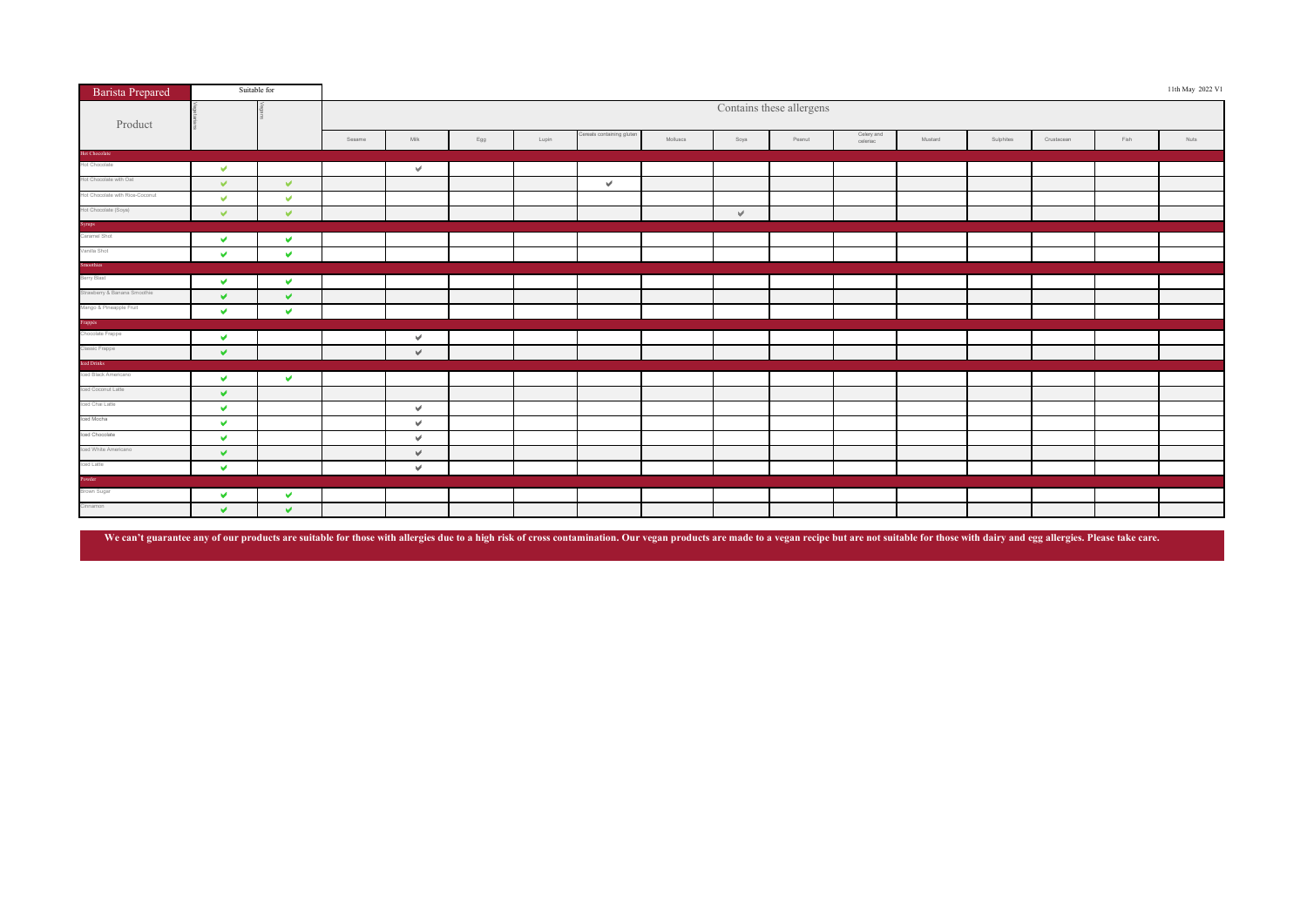| Barista Prepared | Suitable for | | Contains these allergens | | | | | | | | | | | | | | 11th May 2022 V1 |
|---|---|---|---|---|---|---|---|---|---|---|---|---|---|---|---|---|---|
| Product | Vegetarians | Vegans | Sesame | Milk | Egg | Lupin | Cereals containing gluten | Molluscs | Soya | Peanut | Celery and celeriac | Mustard | Sulphites | Crustacean | Fish | Nuts | |
| **Hot Chocolate** | | | | | | | | | | | | | | | | | |
| Hot Chocolate | ✔ | | | ✔ | | | | | | | | | | | | | |
| Hot Chocolate with Oat | ✔ | ✔ | | | | | ✔ | | | | | | | | | | |
| Hot Chocolate with Rice-Coconut | ✔ | ✔ | | | | | | | | | | | | | | | |
| Hot Chocolate (Soya) | ✔ | ✔ | | | | | | | ✔ | | | | | | | | |
| **Syrups** | | | | | | | | | | | | | | | | | |
| Caramel Shot | ✔ | ✔ | | | | | | | | | | | | | | | |
| Vanilla Shot | ✔ | ✔ | | | | | | | | | | | | | | | |
| **Smoothies** | | | | | | | | | | | | | | | | | |
| Berry Blast | ✔ | ✔ | | | | | | | | | | | | | | | |
| Strawberry & Banana Smoothie | ✔ | ✔ | | | | | | | | | | | | | | | |
| Mango & Pineapple Fruit | ✔ | ✔ | | | | | | | | | | | | | | | |
| **Frappés** | | | | | | | | | | | | | | | | | |
| Chocolate Frappe | ✔ | | | ✔ | | | | | | | | | | | | | |
| Classic Frappe | ✔ | | | ✔ | | | | | | | | | | | | | |
| **Iced Drinks** | | | | | | | | | | | | | | | | | |
| Iced Black Americano | ✔ | ✔ | | | | | | | | | | | | | | | |
| Iced Coconut Latte | ✔ | | | | | | | | | | | | | | | | |
| Iced Chai Latte | ✔ | | | ✔ | | | | | | | | | | | | | |
| Iced Mocha | ✔ | | | ✔ | | | | | | | | | | | | | |
| Iced Chocolate | ✔ | | | ✔ | | | | | | | | | | | | | |
| Iced White Americano | ✔ | | | ✔ | | | | | | | | | | | | | |
| Iced Latte | ✔ | | | ✔ | | | | | | | | | | | | | |
| **Powder** | | | | | | | | | | | | | | | | | |
| Brown Sugar | ✔ | ✔ | | | | | | | | | | | | | | | |
| Cinnamon | ✔ | ✔ | | | | | | | | | | | | | | | |

**We can't guarantee any of our products are suitable for those with allergies due to a high risk of cross contamination. Our vegan products are made to a vegan recipe but are not suitable for those with dairy and egg allergies. Please take care.**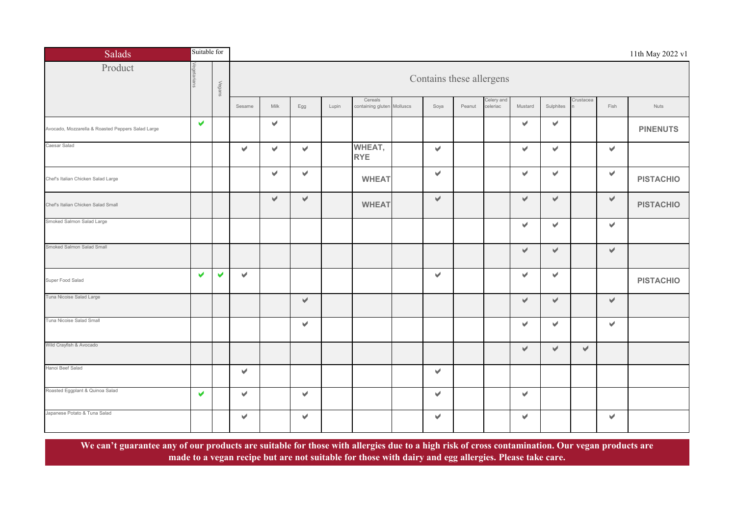| Salads | Suitable for | | | | | | | | | | | | | | | | 11th May 2022 v1 |
|---|---|---|---|---|---|---|---|---|---|---|---|---|---|---|---|---|---|
| Product | Vegetarians | Vegans | Contains these allergens | | | | | | | | | | | | | | |
| | | | Sesame | Milk | Egg | Lupin | Cereals containing gluten | Molluscs | Soya | Peanut | Celery and celeriac | Mustard | Sulphites | Crustacean | Fish | Nuts |
| Avocado, Mozzarella & Roasted Peppers Salad Large | ✔ | | | ✔ | | | | | | | | ✔ | ✔ | | | **PINENUTS** |
| Caesar Salad | | | ✔ | ✔ | ✔ | | **WHEAT, RYE** | | ✔ | | | ✔ | ✔ | | ✔ | |
| Chef's Italian Chicken Salad Large | | | | ✔ | ✔ | | **WHEAT** | | ✔ | | | ✔ | ✔ | | ✔ | **PISTACHIO** |
| Chef's Italian Chicken Salad Small | | | | ✔ | ✔ | | **WHEAT** | | ✔ | | | ✔ | ✔ | | ✔ | **PISTACHIO** |
| Smoked Salmon Salad Large | | | | | | | | | | | | ✔ | ✔ | | ✔ | |
| Smoked Salmon Salad Small | | | | | | | | | | | | ✔ | ✔ | | ✔ | |
| Super Food Salad | ✔ | ✔ | ✔ | | | | | | ✔ | | | ✔ | ✔ | | | **PISTACHIO** |
| Tuna Nicoise Salad Large | | | | | ✔ | | | | | | | ✔ | ✔ | | ✔ | |
| Tuna Nicoise Salad Small | | | | | ✔ | | | | | | | ✔ | ✔ | | ✔ | |
| Wild Crayfish & Avocado | | | | | | | | | | | | ✔ | ✔ | ✔ | | |
| Hanoi Beef Salad | | | ✔ | | | | | | ✔ | | | | | | | |
| Roasted Eggplant & Quinoa Salad | ✔ | | ✔ | | ✔ | | | | ✔ | | | ✔ | | | | |
| Japanese Potato & Tuna Salad | | | ✔ | | ✔ | | | | ✔ | | | ✔ | | | ✔ | |

**We can't guarantee any of our products are suitable for those with allergies due to a high risk of cross contamination. Our vegan products are made to a vegan recipe but are not suitable for those with dairy and egg allergies. Please take care.**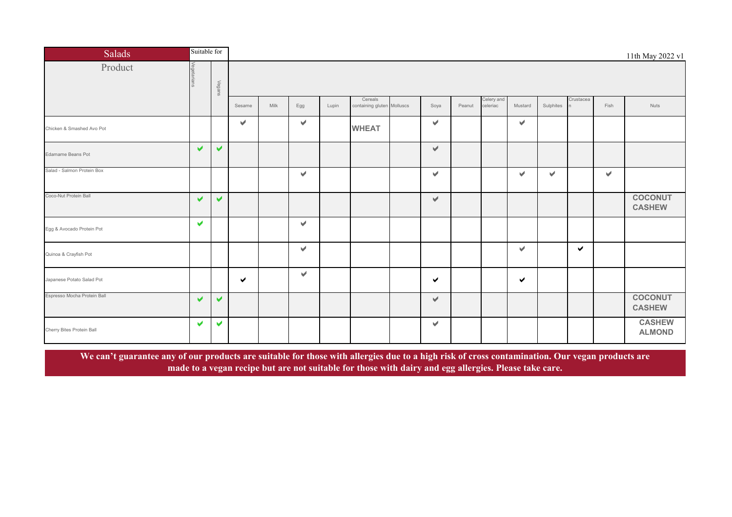11th May 2022 v1

| Salads | Suitable for | | | | | | | | | | | | | | | |
|---|---|---|---|---|---|---|---|---|---|---|---|---|---|---|---|---|
| Product | Vegetarians | Vegans | Sesame | Milk | Egg | Lupin | Cereals containing gluten | Molluscs | Soya | Peanut | Celery and celeriac | Mustard | Sulphites | Crustacean | Fish | Nuts |
| Chicken & Smashed Avo Pot | | | ✔ | | ✔ | | WHEAT | | ✔ | | | ✔ | | | | |
| Edamame Beans Pot | ✔ | ✔ | | | | | | | ✔ | | | | | | | |
| Salad - Salmon Protein Box | | | | | ✔ | | | | ✔ | | | ✔ | ✔ | | ✔ | |
| Coco-Nut Protein Ball | ✔ | ✔ | | | | | | | ✔ | | | | | | | COCONUT CASHEW |
| Egg & Avocado Protein Pot | ✔ | | | | ✔ | | | | | | | | | | | |
| Quinoa & Crayfish Pot | | | | | ✔ | | | | | | | ✔ | | ✔ | | |
| Japanese Potato Salad Pot | | | ✔ | | ✔ | | | | ✔ | | | ✔ | | | | |
| Espresso Mocha Protein Ball | ✔ | ✔ | | | | | | | ✔ | | | | | | | COCONUT CASHEW |
| Cherry Bites Protein Ball | ✔ | ✔ | | | | | | | ✔ | | | | | | | CASHEW ALMOND |

**We can't guarantee any of our products are suitable for those with allergies due to a high risk of cross contamination. Our vegan products are made to a vegan recipe but are not suitable for those with dairy and egg allergies. Please take care.**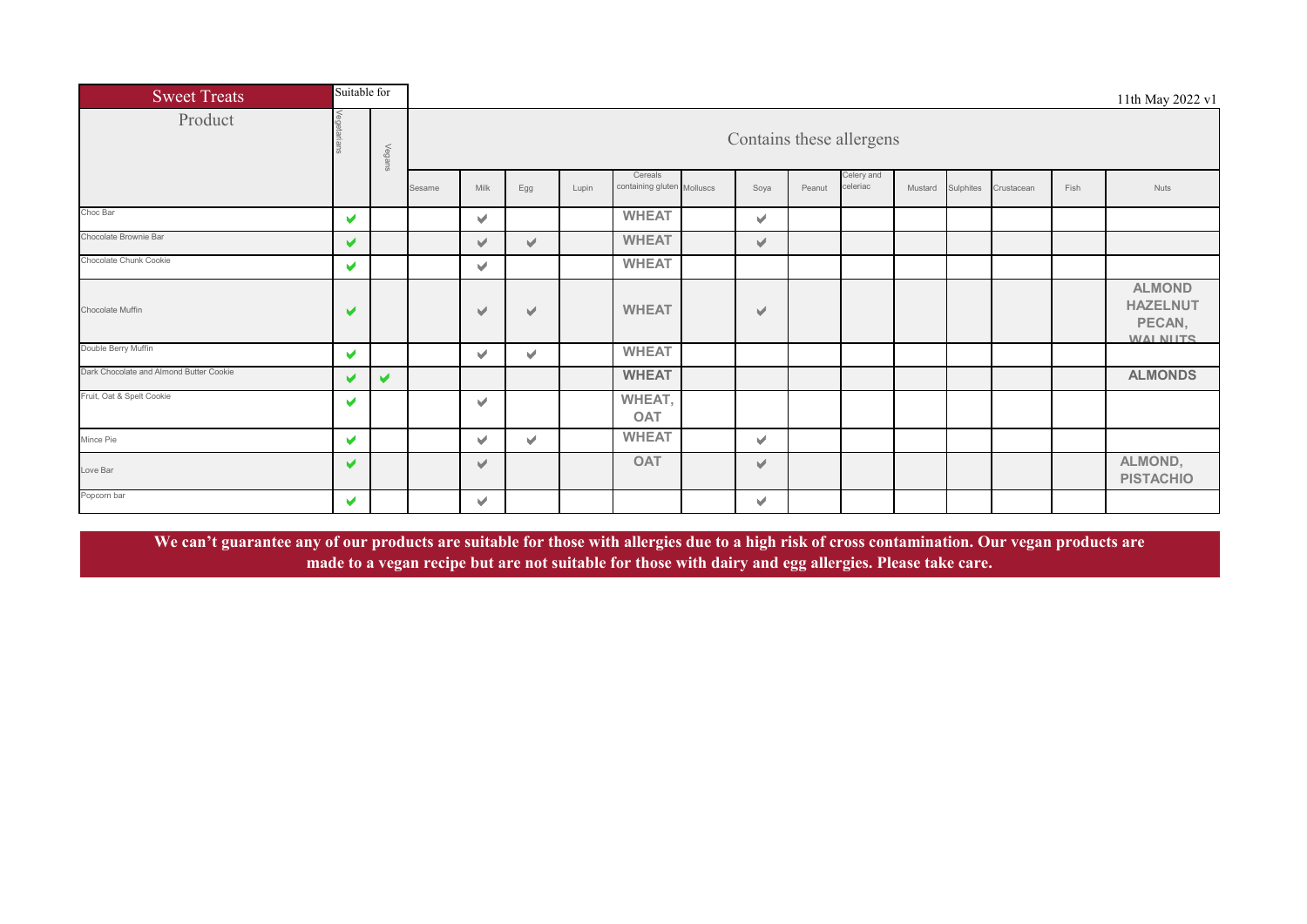# Sweet Treats

11th May 2022 v1

| Product | Suitable for: Vegetarians | Suitable for: Vegans | Sesame | Milk | Egg | Lupin | Cereals containing gluten | Molluscs | Soya | Peanut | Celery and celeriac | Mustard | Sulphites | Crustacean | Fish | Nuts |
|---|---|---|---|---|---|---|---|---|---|---|---|---|---|---|---|---|
| Choc Bar | ✔ | | | ✔ | | | WHEAT | | ✔ | | | | | | | |
| Chocolate Brownie Bar | ✔ | | | ✔ | ✔ | | WHEAT | | ✔ | | | | | | | |
| Chocolate Chunk Cookie | ✔ | | | ✔ | | | WHEAT | | | | | | | | | |
| Chocolate Muffin | ✔ | | | ✔ | ✔ | | WHEAT | | ✔ | | | | | | | ALMOND HAZELNUT PECAN, WALNUTS |
| Double Berry Muffin | ✔ | | | ✔ | ✔ | | WHEAT | | | | | | | | | |
| Dark Chocolate and Almond Butter Cookie | ✔ | ✔ | | | | | WHEAT | | | | | | | | | ALMONDS |
| Fruit, Oat & Spelt Cookie | ✔ | | | ✔ | | | WHEAT, OAT | | | | | | | | | |
| Mince Pie | ✔ | | | ✔ | ✔ | | WHEAT | | ✔ | | | | | | | |
| Love Bar | ✔ | | | ✔ | | | OAT | | ✔ | | | | | | | ALMOND, PISTACHIO |
| Popcorn bar | ✔ | | | ✔ | | | | | ✔ | | | | | | | |

**We can't guarantee any of our products are suitable for those with allergies due to a high risk of cross contamination. Our vegan products are made to a vegan recipe but are not suitable for those with dairy and egg allergies. Please take care.**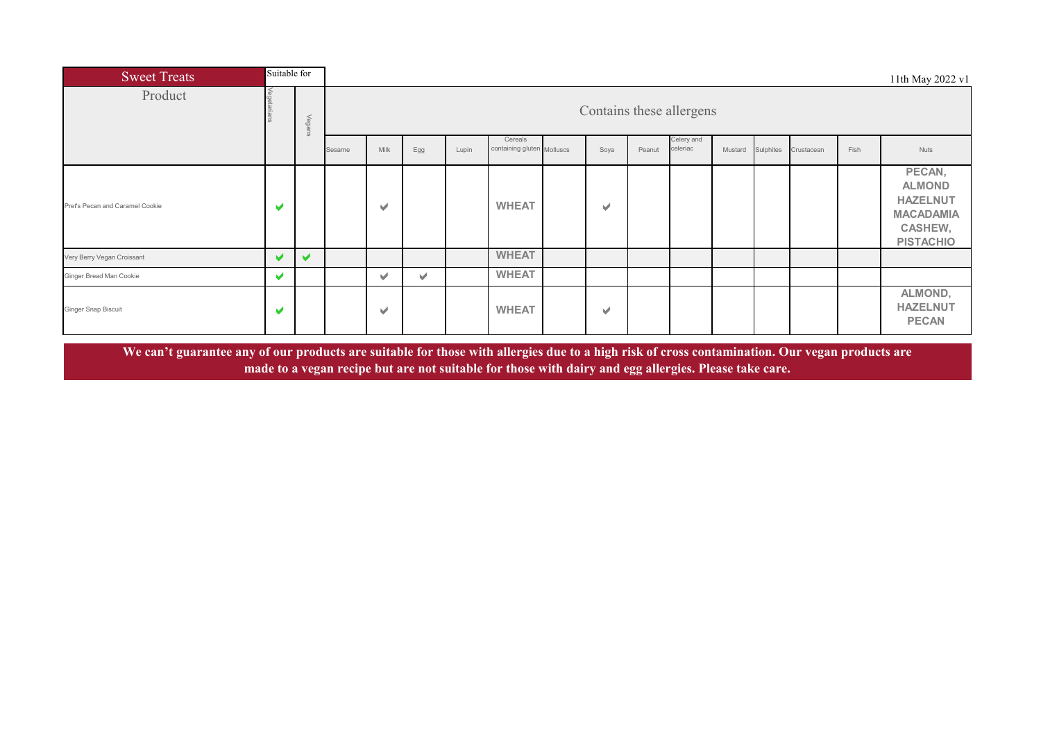| Sweet Treats | Suitable for | | | | | | | | | | | | | | | | 11th May 2022 v1 |
|---|---|---|---|---|---|---|---|---|---|---|---|---|---|---|---|---|---|
| Product | Vegetarians | Vegans | Contains these allergens | | | | | | | | | | | | | | |
| | | | Sesame | Milk | Egg | Lupin | Cereals containing gluten | Molluscs | Soya | Peanut | Celery and celeriac | Mustard | Sulphites | Crustacean | Fish | Nuts | |
| Pret's Pecan and Caramel Cookie | ✔ | | | ✔ | | | **WHEAT** | | ✔ | | | | | | | **PECAN, ALMOND HAZELNUT MACADAMIA CASHEW, PISTACHIO** | |
| Very Berry Vegan Croissant | ✔ | ✔ | | | | | **WHEAT** | | | | | | | | | | |
| Ginger Bread Man Cookie | ✔ | | | ✔ | ✔ | | **WHEAT** | | | | | | | | | | |
| Ginger Snap Biscuit | ✔ | | | ✔ | | | **WHEAT** | | ✔ | | | | | | | **ALMOND, HAZELNUT PECAN** | |

**We can't guarantee any of our products are suitable for those with allergies due to a high risk of cross contamination. Our vegan products are made to a vegan recipe but are not suitable for those with dairy and egg allergies. Please take care.**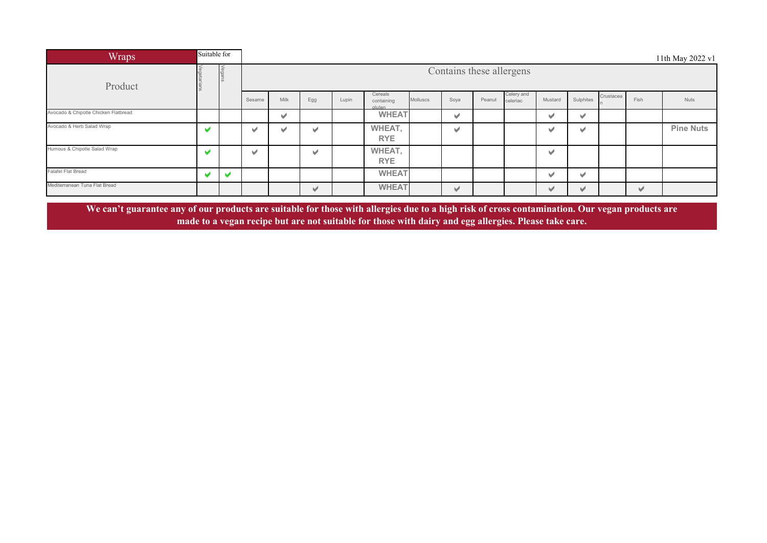| Wraps | Suitable for | | | | | | | | | | | | | | | 11th May 2022 v1 |
|---|---|---|---|---|---|---|---|---|---|---|---|---|---|---|---|---|
| Product | Vegetarians | Vegans | Contains these allergens | | | | | | | | | | | | | |
| | | | Sesame | Milk | Egg | Lupin | Cereals containing gluten | Molluscs | Soya | Peanut | Celery and celeriac | Mustard | Sulphites | Crustacean | Fish | Nuts |
| Avocado & Chipotle Chicken Flatbread | | | | ✔ | | | WHEAT | | ✔ | | | ✔ | ✔ | | | |
| Avocado & Herb Salad Wrap | ✔ | | ✔ | ✔ | ✔ | | WHEAT, RYE | | ✔ | | | ✔ | ✔ | | | Pine Nuts |
| Humous & Chipotle Salad Wrap | ✔ | | ✔ | | ✔ | | WHEAT, RYE | | | | | ✔ | | | | |
| Falafel Flat Bread | ✔ | ✔ | | | | | WHEAT | | | | | ✔ | ✔ | | | |
| Mediterranean Tuna Flat Bread | | | | | ✔ | | WHEAT | | ✔ | | | ✔ | ✔ | | ✔ | |

**We can't guarantee any of our products are suitable for those with allergies due to a high risk of cross contamination. Our vegan products are made to a vegan recipe but are not suitable for those with dairy and egg allergies. Please take care.**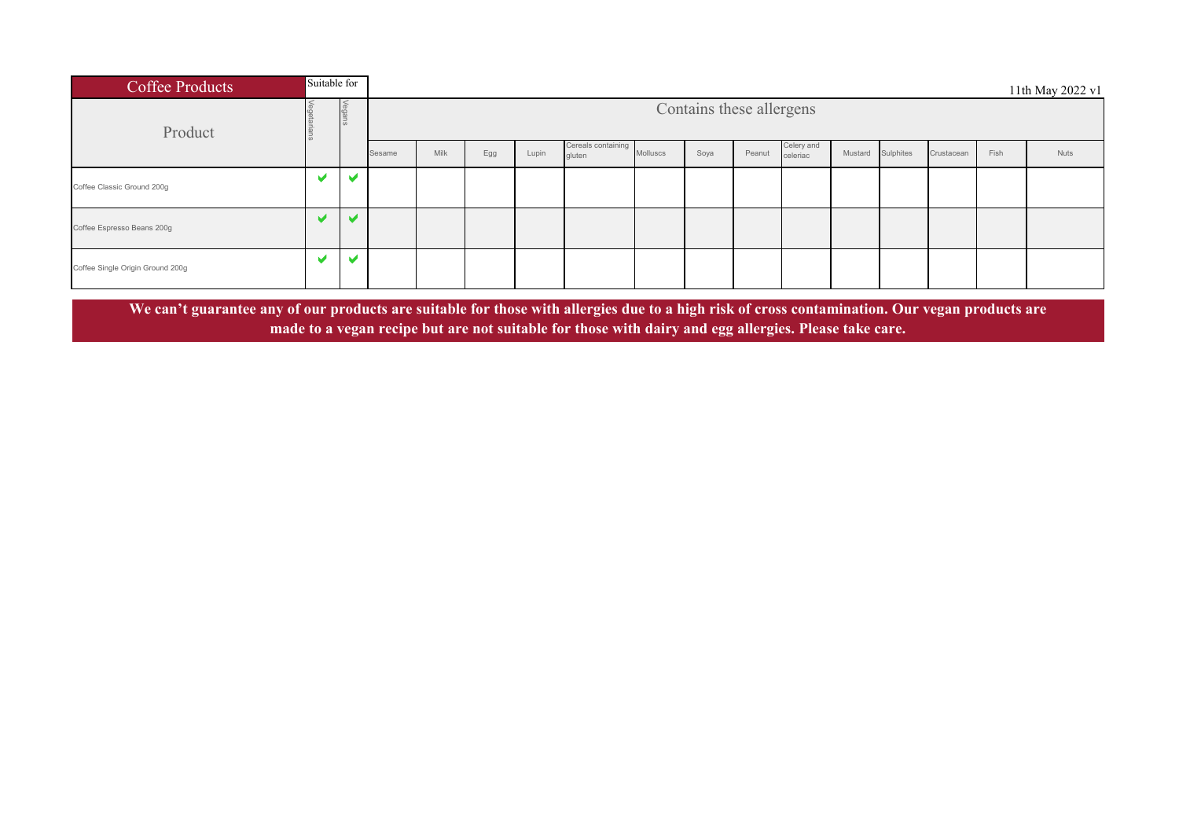| Coffee Products | Suitable for | | | | | | | | | | | | | | | | 11th May 2022 v1 |
|---|---|---|---|---|---|---|---|---|---|---|---|---|---|---|---|---|---|
| Product | Vegetarians | Vegans | Contains these allergens | | | | | | | | | | | | | | |
| | | | Sesame | Milk | Egg | Lupin | Cereals containing gluten | Molluscs | Soya | Peanut | Celery and celeriac | Mustard | Sulphites | Crustacean | Fish | Nuts | |
| Coffee Classic Ground 200g | ✔ | ✔ | | | | | | | | | | | | | | | |
| Coffee Espresso Beans 200g | ✔ | ✔ | | | | | | | | | | | | | | | |
| Coffee Single Origin Ground 200g | ✔ | ✔ | | | | | | | | | | | | | | | |

**We can't guarantee any of our products are suitable for those with allergies due to a high risk of cross contamination. Our vegan products are made to a vegan recipe but are not suitable for those with dairy and egg allergies. Please take care.**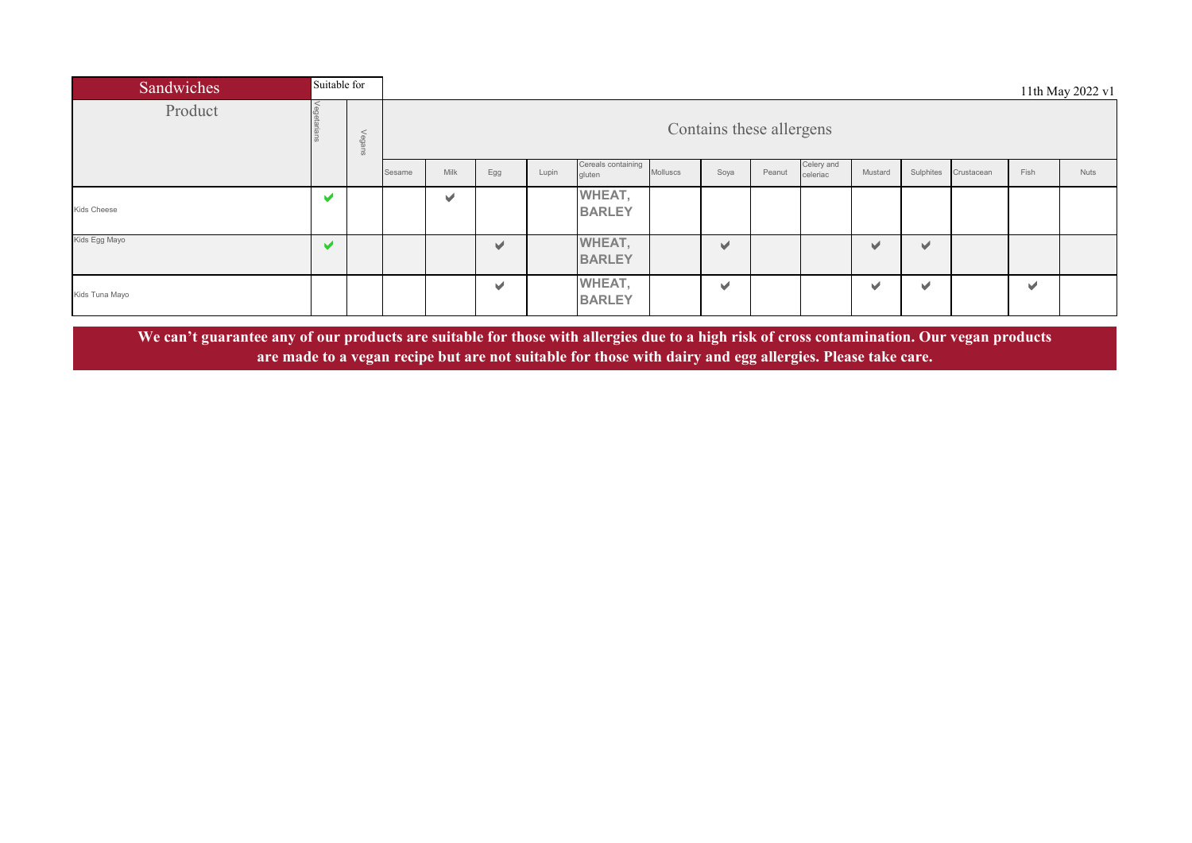| Sandwiches | Suitable for | | | | | | | | | | | | | | | | 11th May 2022 v1 |
|---|---|---|---|---|---|---|---|---|---|---|---|---|---|---|---|---|---|
| Product | Vegetarians | Vegans | Contains these allergens | | | | | | | | | | | | | | |
| | | | Sesame | Milk | Egg | Lupin | Cereals containing gluten | Molluscs | Soya | Peanut | Celery and celeriac | Mustard | Sulphites | Crustacean | Fish | Nuts | |
| Kids Cheese | ✔ | | | ✔ | | | WHEAT, BARLEY | | | | | | | | | | |
| Kids Egg Mayo | ✔ | | | | ✔ | | WHEAT, BARLEY | | ✔ | | | ✔ | ✔ | | | | |
| Kids Tuna Mayo | | | | | ✔ | | WHEAT, BARLEY | | ✔ | | | ✔ | ✔ | | ✔ | | |

**We can't guarantee any of our products are suitable for those with allergies due to a high risk of cross contamination. Our vegan products are made to a vegan recipe but are not suitable for those with dairy and egg allergies. Please take care.**